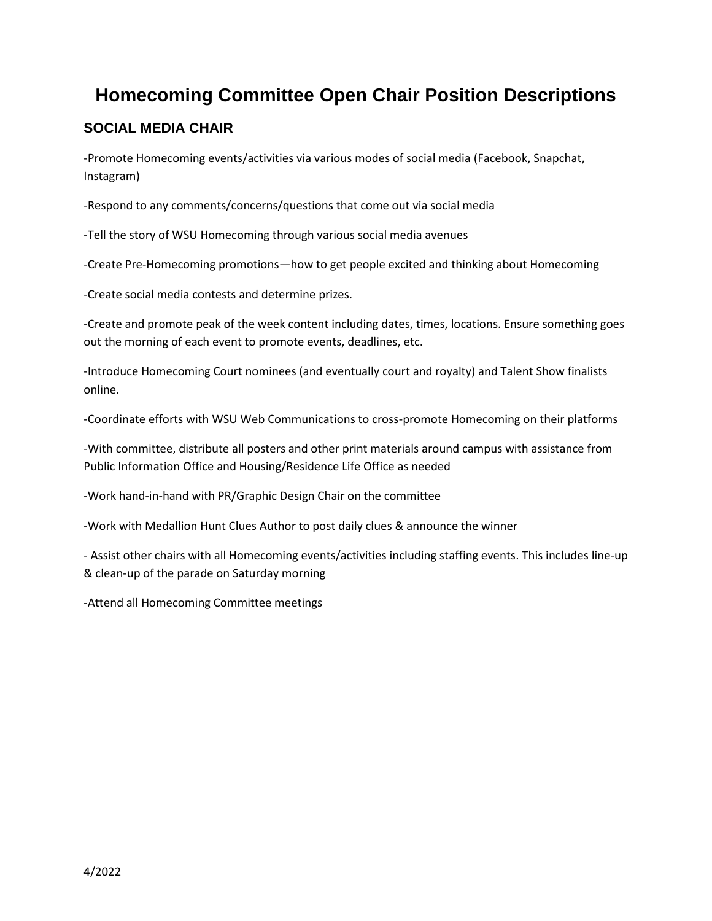# Homecoming Committee Open Chair Position Descriptions

## SOCIAL MEDIA CHAIR

-Promote Homecoming events/activities via various modes of social media (Facebook, Snapchat, Instagram)

-Respond to any comments/concerns/questions that come out via social media

-Tell the story of WSU Homecoming through various social media avenues

-Create Pre-Homecoming promotions—how to get people excited and thinking about Homecoming

-Create social media contests and determine prizes.

-Create and promote peak of the week content including dates, times, locations. Ensure something goes out the morning of each event to promote events, deadlines, etc.

-Introduce Homecoming Court nominees (and eventually court and royalty) and Talent Show finalists online.

-Coordinate efforts with WSU Web Communications to cross-promote Homecoming on their platforms

-With committee, distribute all posters and other print materials around campus with assistance from Public Information Office and Housing/Residence Life Office as needed

-Work hand-in-hand with PR/Graphic Design Chair on the committee

-Work with Medallion Hunt Clues Author to post daily clues & announce the winner

- Assist other chairs with all Homecoming events/activities including staffing events. This includes line-up & clean-up of the parade on Saturday morning

-Attend all Homecoming Committee meetings

4/2022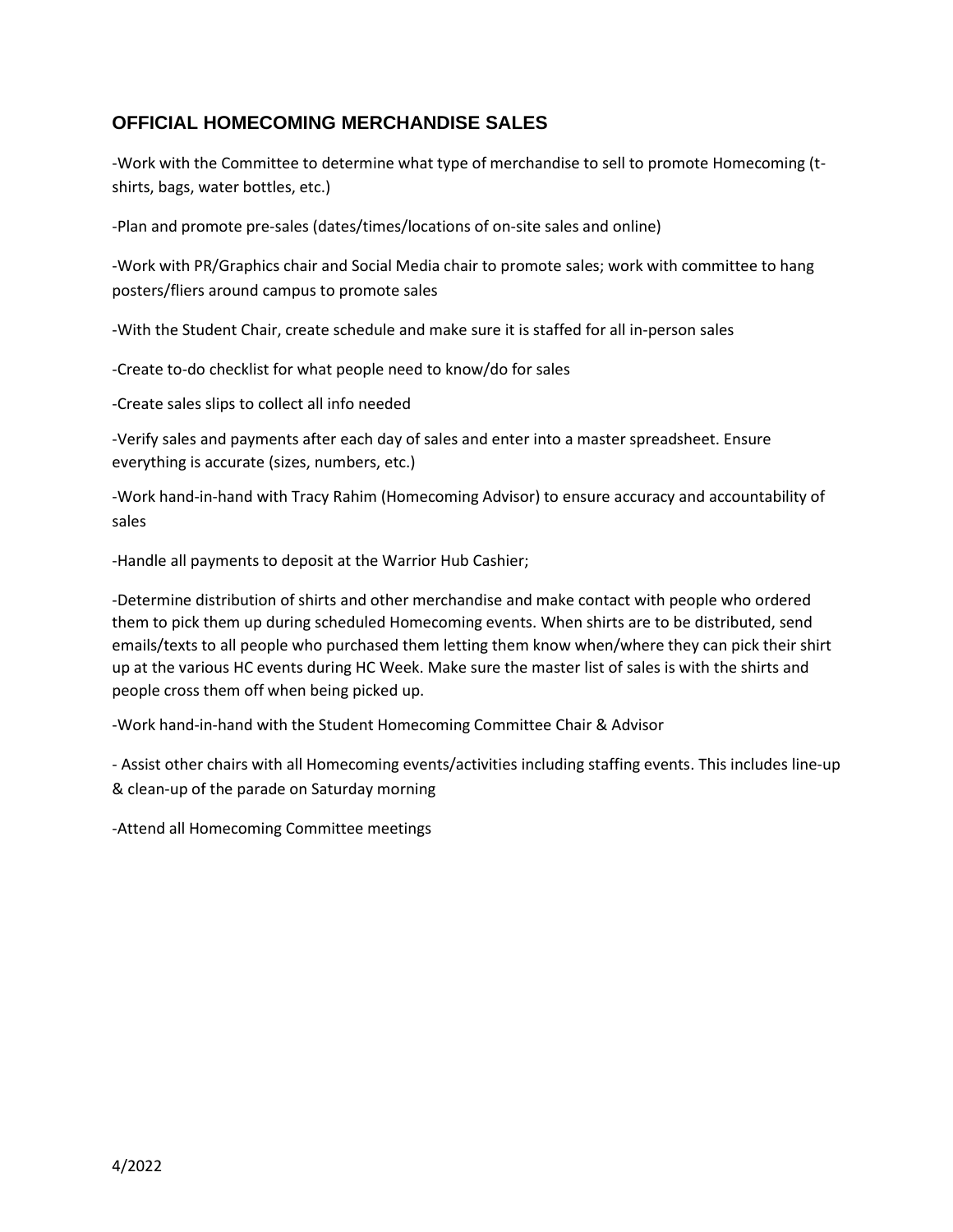## OFFICIAL HOMECOMING MERCHANDISE SALES

-Work with the Committee to determine what type of merchandise to sell to promote Homecoming (t-shirts, bags, water bottles, etc.)

-Plan and promote pre-sales (dates/times/locations of on-site sales and online)

-Work with PR/Graphics chair and Social Media chair to promote sales; work with committee to hang posters/fliers around campus to promote sales

-With the Student Chair, create schedule and make sure it is staffed for all in-person sales

-Create to-do checklist for what people need to know/do for sales

-Create sales slips to collect all info needed

-Verify sales and payments after each day of sales and enter into a master spreadsheet. Ensure everything is accurate (sizes, numbers, etc.)

-Work hand-in-hand with Tracy Rahim (Homecoming Advisor) to ensure accuracy and accountability of sales

-Handle all payments to deposit at the Warrior Hub Cashier;

-Determine distribution of shirts and other merchandise and make contact with people who ordered them to pick them up during scheduled Homecoming events. When shirts are to be distributed, send emails/texts to all people who purchased them letting them know when/where they can pick their shirt up at the various HC events during HC Week. Make sure the master list of sales is with the shirts and people cross them off when being picked up.

-Work hand-in-hand with the Student Homecoming Committee Chair & Advisor

- Assist other chairs with all Homecoming events/activities including staffing events. This includes line-up & clean-up of the parade on Saturday morning

-Attend all Homecoming Committee meetings

4/2022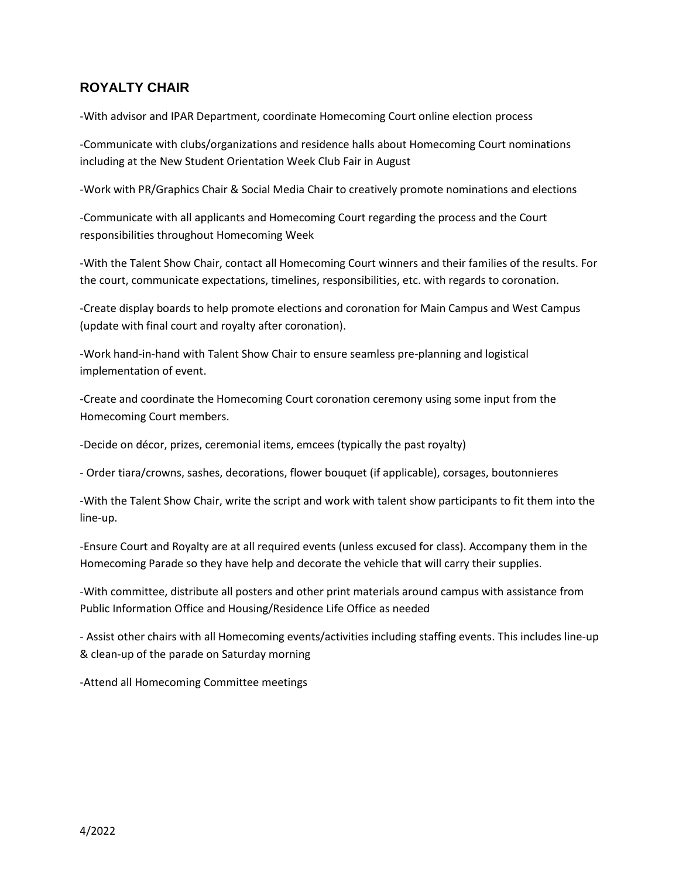## ROYALTY CHAIR

-With advisor and IPAR Department, coordinate Homecoming Court online election process

-Communicate with clubs/organizations and residence halls about Homecoming Court nominations including at the New Student Orientation Week Club Fair in August

-Work with PR/Graphics Chair & Social Media Chair to creatively promote nominations and elections

-Communicate with all applicants and Homecoming Court regarding the process and the Court responsibilities throughout Homecoming Week

-With the Talent Show Chair, contact all Homecoming Court winners and their families of the results. For the court, communicate expectations, timelines, responsibilities, etc. with regards to coronation.

-Create display boards to help promote elections and coronation for Main Campus and West Campus (update with final court and royalty after coronation).

-Work hand-in-hand with Talent Show Chair to ensure seamless pre-planning and logistical implementation of event.

-Create and coordinate the Homecoming Court coronation ceremony using some input from the Homecoming Court members.

-Decide on décor, prizes, ceremonial items, emcees (typically the past royalty)

- Order tiara/crowns, sashes, decorations, flower bouquet (if applicable), corsages, boutonnieres

-With the Talent Show Chair, write the script and work with talent show participants to fit them into the line-up.

-Ensure Court and Royalty are at all required events (unless excused for class). Accompany them in the Homecoming Parade so they have help and decorate the vehicle that will carry their supplies.

-With committee, distribute all posters and other print materials around campus with assistance from Public Information Office and Housing/Residence Life Office as needed

- Assist other chairs with all Homecoming events/activities including staffing events. This includes line-up & clean-up of the parade on Saturday morning

-Attend all Homecoming Committee meetings

4/2022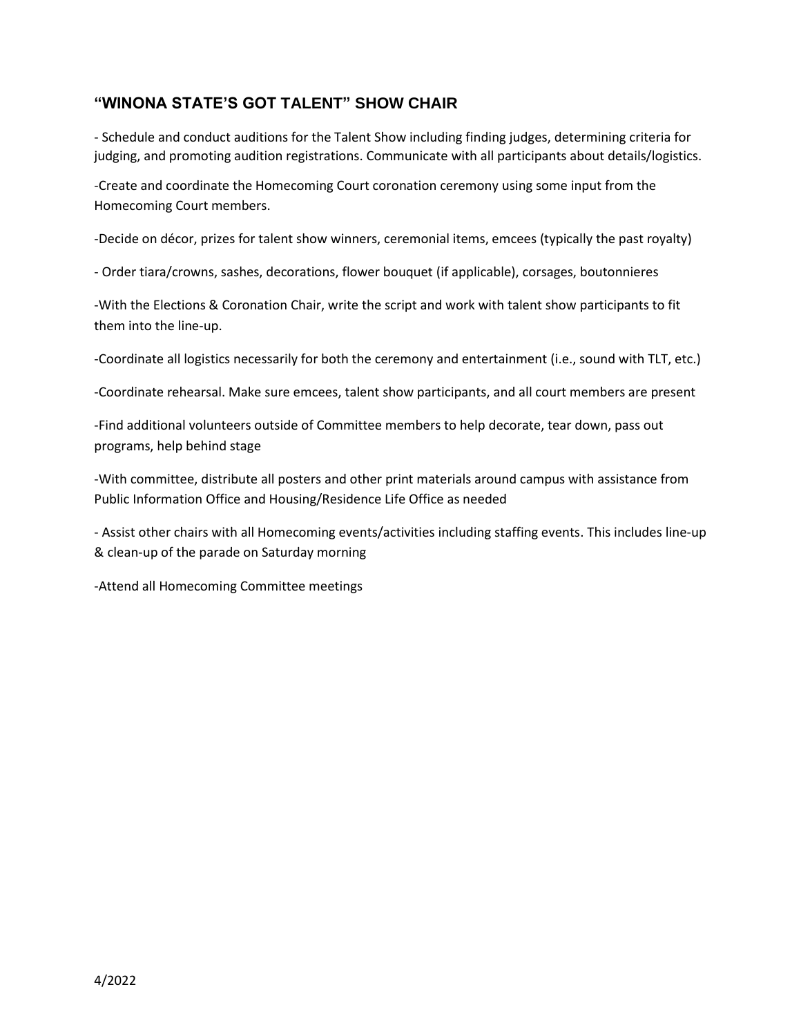## "WINONA STATE'S GOT TALENT" SHOW CHAIR

- Schedule and conduct auditions for the Talent Show including finding judges, determining criteria for judging, and promoting audition registrations. Communicate with all participants about details/logistics.

-Create and coordinate the Homecoming Court coronation ceremony using some input from the Homecoming Court members.

-Decide on décor, prizes for talent show winners, ceremonial items, emcees (typically the past royalty)

- Order tiara/crowns, sashes, decorations, flower bouquet (if applicable), corsages, boutonnieres

-With the Elections & Coronation Chair, write the script and work with talent show participants to fit them into the line-up.

-Coordinate all logistics necessarily for both the ceremony and entertainment (i.e., sound with TLT, etc.)

-Coordinate rehearsal. Make sure emcees, talent show participants, and all court members are present

-Find additional volunteers outside of Committee members to help decorate, tear down, pass out programs, help behind stage

-With committee, distribute all posters and other print materials around campus with assistance from Public Information Office and Housing/Residence Life Office as needed

- Assist other chairs with all Homecoming events/activities including staffing events. This includes line-up & clean-up of the parade on Saturday morning

-Attend all Homecoming Committee meetings

4/2022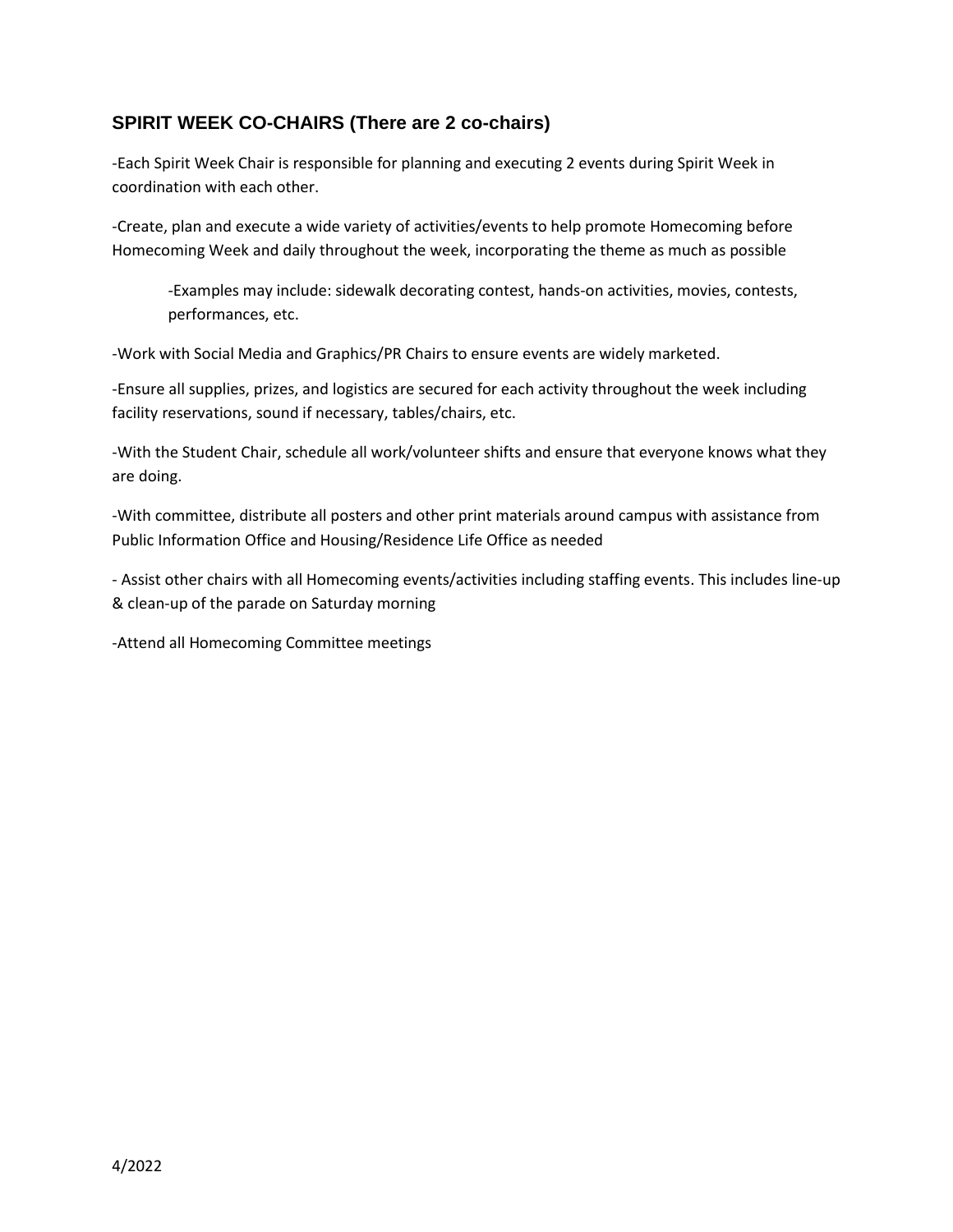## SPIRIT WEEK CO-CHAIRS (There are 2 co-chairs)

-Each Spirit Week Chair is responsible for planning and executing 2 events during Spirit Week in coordination with each other.

-Create, plan and execute a wide variety of activities/events to help promote Homecoming before Homecoming Week and daily throughout the week, incorporating the theme as much as possible

> -Examples may include: sidewalk decorating contest, hands-on activities, movies, contests, performances, etc.

-Work with Social Media and Graphics/PR Chairs to ensure events are widely marketed.

-Ensure all supplies, prizes, and logistics are secured for each activity throughout the week including facility reservations, sound if necessary, tables/chairs, etc.

-With the Student Chair, schedule all work/volunteer shifts and ensure that everyone knows what they are doing.

-With committee, distribute all posters and other print materials around campus with assistance from Public Information Office and Housing/Residence Life Office as needed

- Assist other chairs with all Homecoming events/activities including staffing events. This includes line-up & clean-up of the parade on Saturday morning

-Attend all Homecoming Committee meetings

4/2022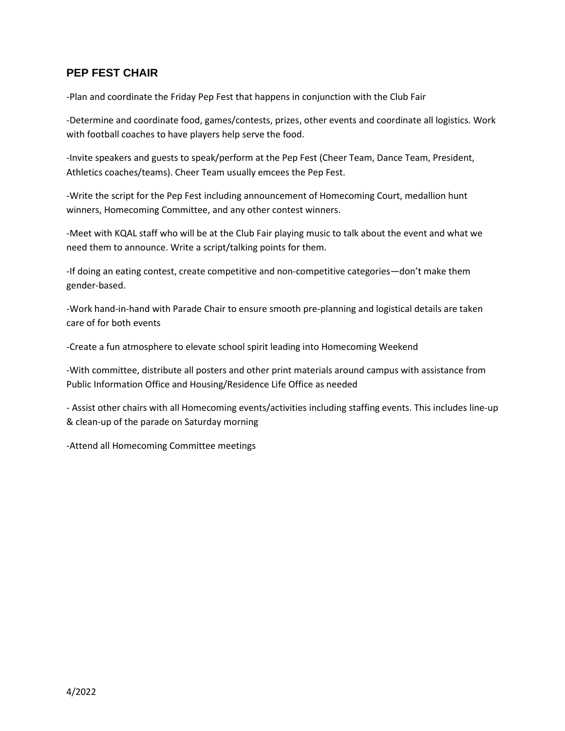## PEP FEST CHAIR

-Plan and coordinate the Friday Pep Fest that happens in conjunction with the Club Fair

-Determine and coordinate food, games/contests, prizes, other events and coordinate all logistics. Work with football coaches to have players help serve the food.

-Invite speakers and guests to speak/perform at the Pep Fest (Cheer Team, Dance Team, President, Athletics coaches/teams). Cheer Team usually emcees the Pep Fest.

-Write the script for the Pep Fest including announcement of Homecoming Court, medallion hunt winners, Homecoming Committee, and any other contest winners.

-Meet with KQAL staff who will be at the Club Fair playing music to talk about the event and what we need them to announce. Write a script/talking points for them.

-If doing an eating contest, create competitive and non-competitive categories—don't make them gender-based.

-Work hand-in-hand with Parade Chair to ensure smooth pre-planning and logistical details are taken care of for both events

-Create a fun atmosphere to elevate school spirit leading into Homecoming Weekend

-With committee, distribute all posters and other print materials around campus with assistance from Public Information Office and Housing/Residence Life Office as needed

- Assist other chairs with all Homecoming events/activities including staffing events. This includes line-up & clean-up of the parade on Saturday morning

-Attend all Homecoming Committee meetings

4/2022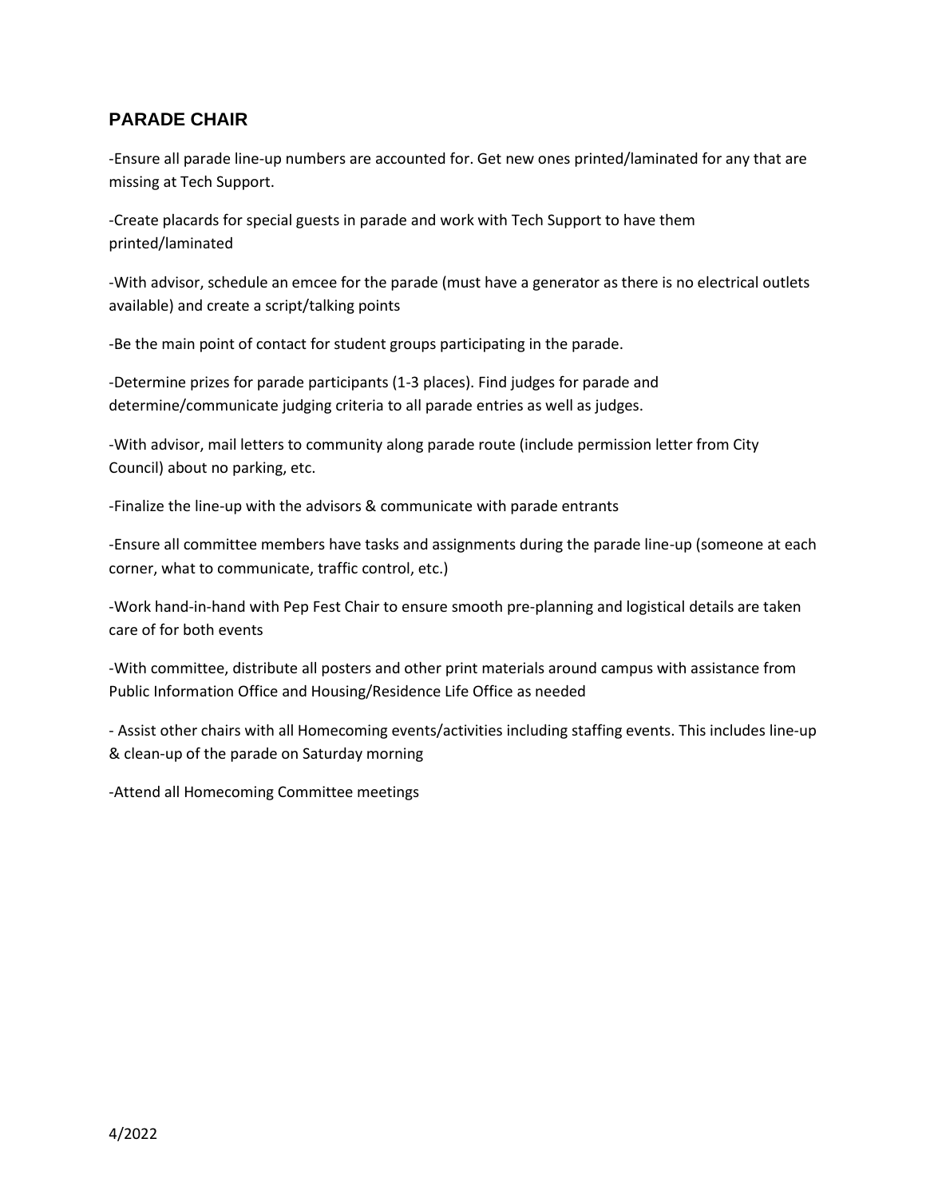## PARADE CHAIR

-Ensure all parade line-up numbers are accounted for. Get new ones printed/laminated for any that are missing at Tech Support.

-Create placards for special guests in parade and work with Tech Support to have them printed/laminated

-With advisor, schedule an emcee for the parade (must have a generator as there is no electrical outlets available) and create a script/talking points

-Be the main point of contact for student groups participating in the parade.

-Determine prizes for parade participants (1-3 places). Find judges for parade and determine/communicate judging criteria to all parade entries as well as judges.

-With advisor, mail letters to community along parade route (include permission letter from City Council) about no parking, etc.

-Finalize the line-up with the advisors & communicate with parade entrants

-Ensure all committee members have tasks and assignments during the parade line-up (someone at each corner, what to communicate, traffic control, etc.)

-Work hand-in-hand with Pep Fest Chair to ensure smooth pre-planning and logistical details are taken care of for both events

-With committee, distribute all posters and other print materials around campus with assistance from Public Information Office and Housing/Residence Life Office as needed

- Assist other chairs with all Homecoming events/activities including staffing events. This includes line-up & clean-up of the parade on Saturday morning

-Attend all Homecoming Committee meetings

4/2022